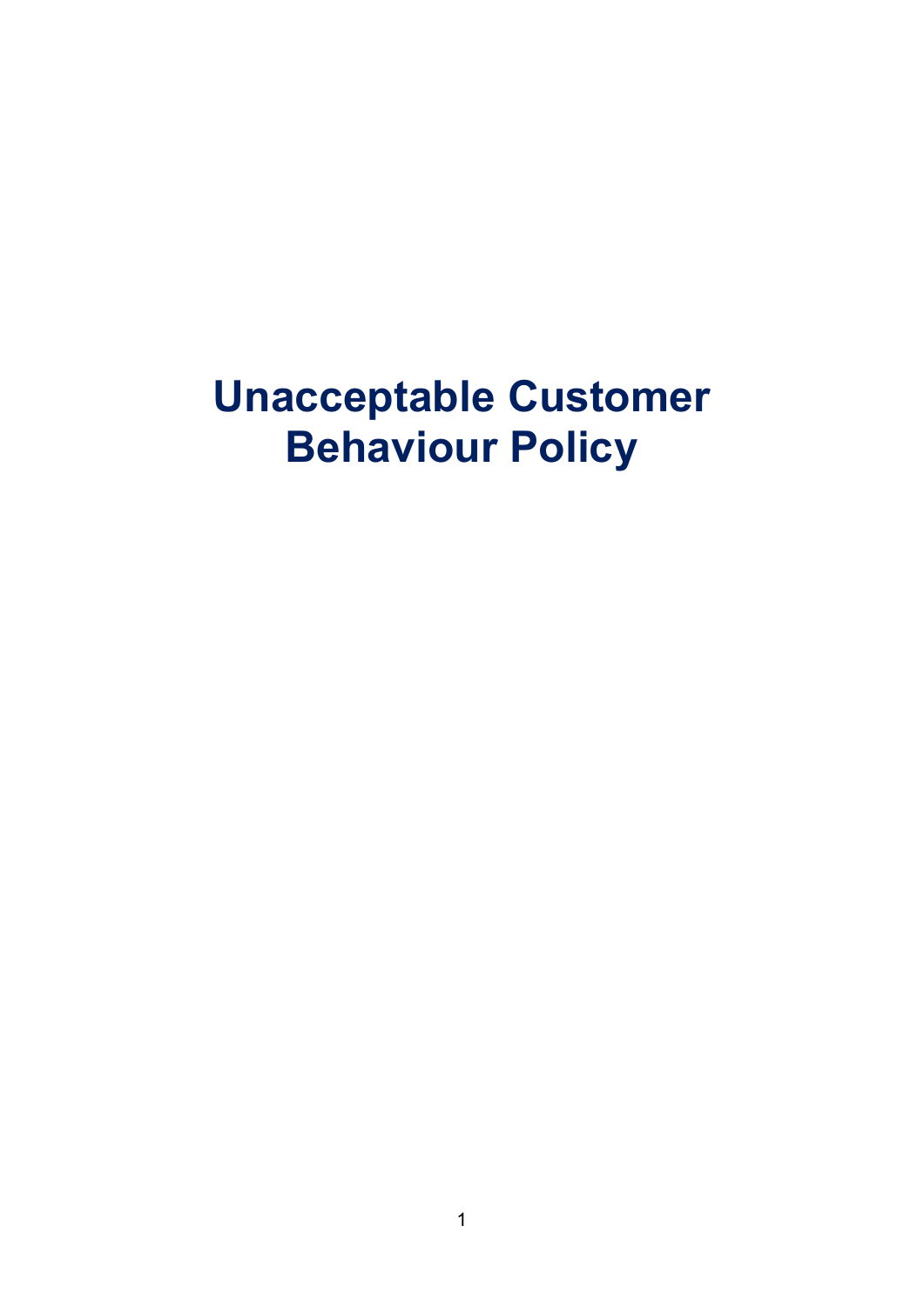# Unacceptable Customer Behaviour Policy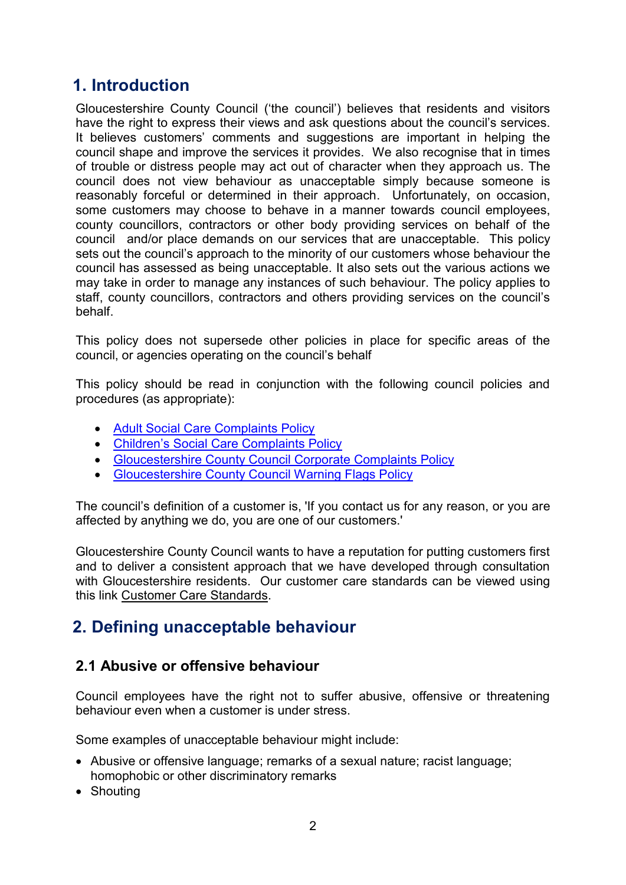## 1. Introduction

Gloucestershire County Council ('the council') believes that residents and visitors have the right to express their views and ask questions about the council's services. It believes customers' comments and suggestions are important in helping the council shape and improve the services it provides. We also recognise that in times of trouble or distress people may act out of character when they approach us. The council does not view behaviour as unacceptable simply because someone is reasonably forceful or determined in their approach. Unfortunately, on occasion, some customers may choose to behave in a manner towards council employees, county councillors, contractors or other body providing services on behalf of the council and/or place demands on our services that are unacceptable. This policy sets out the council's approach to the minority of our customers whose behaviour the council has assessed as being unacceptable. It also sets out the various actions we may take in order to manage any instances of such behaviour. The policy applies to staff, county councillors, contractors and others providing services on the council's behalf.

This policy does not supersede other policies in place for specific areas of the council, or agencies operating on the council's behalf

This policy should be read in conjunction with the following council policies and procedures (as appropriate):

- Adult Social Care Complaints Policy
- Children's Social Care Complaints Policy
- Gloucestershire County Council Corporate Complaints Policy
- Gloucestershire County Council Warning Flags Policy

The council's definition of a customer is, 'If you contact us for any reason, or you are affected by anything we do, you are one of our customers.'

Gloucestershire County Council wants to have a reputation for putting customers first and to deliver a consistent approach that we have developed through consultation with Gloucestershire residents. Our customer care standards can be viewed using this link Customer Care Standards.

## 2. Defining unacceptable behaviour

### 2.1 Abusive or offensive behaviour

Council employees have the right not to suffer abusive, offensive or threatening behaviour even when a customer is under stress.

Some examples of unacceptable behaviour might include:

- Abusive or offensive language; remarks of a sexual nature; racist language; homophobic or other discriminatory remarks
- Shouting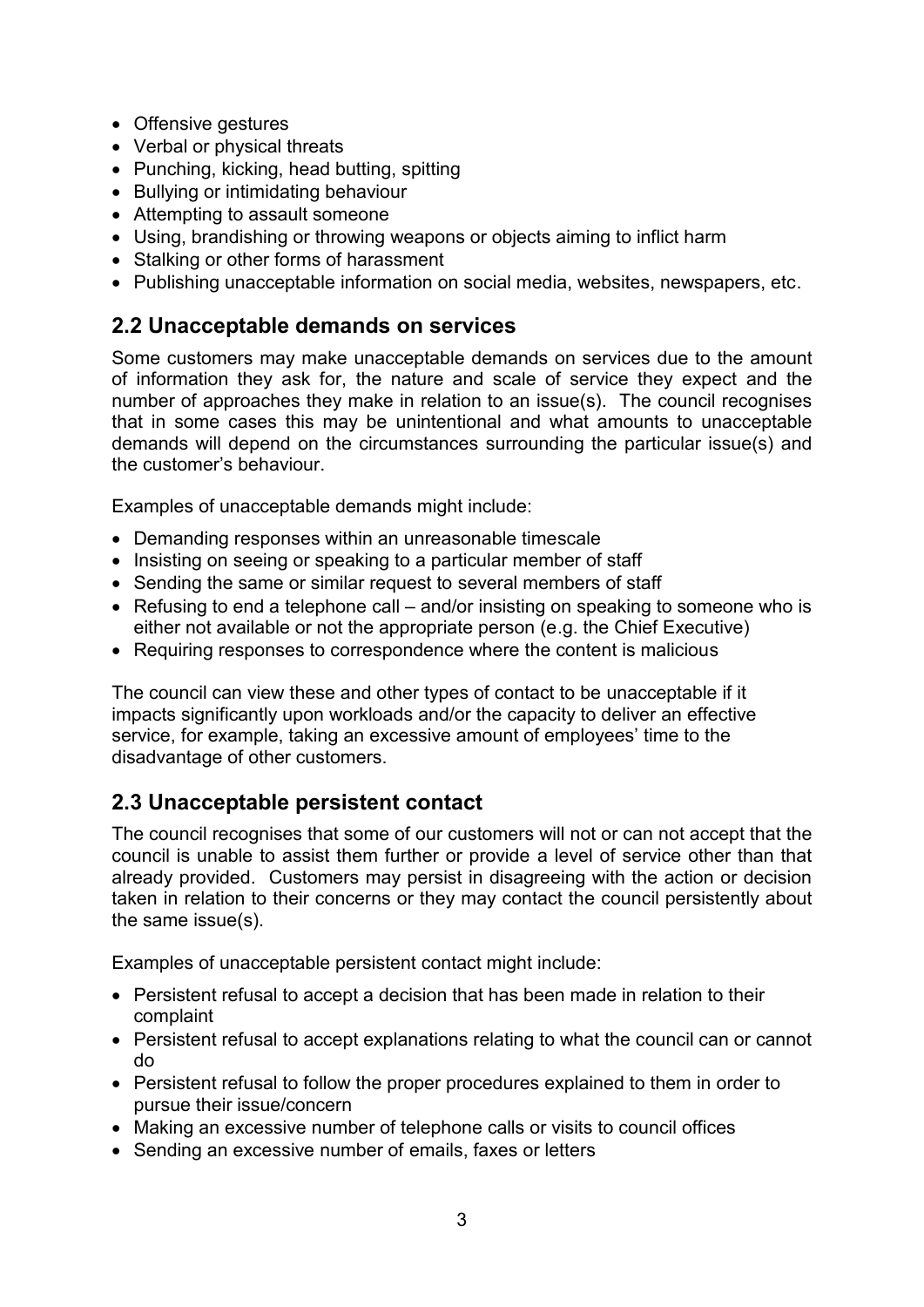- Offensive gestures
- Verbal or physical threats
- Punching, kicking, head butting, spitting
- Bullying or intimidating behaviour
- Attempting to assault someone
- Using, brandishing or throwing weapons or objects aiming to inflict harm
- Stalking or other forms of harassment
- Publishing unacceptable information on social media, websites, newspapers, etc.

## 2.2 Unacceptable demands on services

Some customers may make unacceptable demands on services due to the amount of information they ask for, the nature and scale of service they expect and the number of approaches they make in relation to an issue(s). The council recognises that in some cases this may be unintentional and what amounts to unacceptable demands will depend on the circumstances surrounding the particular issue(s) and the customer's behaviour.

Examples of unacceptable demands might include:

- Demanding responses within an unreasonable timescale
- Insisting on seeing or speaking to a particular member of staff
- Sending the same or similar request to several members of staff
- Refusing to end a telephone call – and/or insisting on speaking to someone who is either not available or not the appropriate person (e.g. the Chief Executive)
- Requiring responses to correspondence where the content is malicious

The council can view these and other types of contact to be unacceptable if it impacts significantly upon workloads and/or the capacity to deliver an effective service, for example, taking an excessive amount of employees' time to the disadvantage of other customers.

## 2.3 Unacceptable persistent contact

The council recognises that some of our customers will not or can not accept that the council is unable to assist them further or provide a level of service other than that already provided. Customers may persist in disagreeing with the action or decision taken in relation to their concerns or they may contact the council persistently about the same issue(s).

Examples of unacceptable persistent contact might include:

- Persistent refusal to accept a decision that has been made in relation to their complaint
- Persistent refusal to accept explanations relating to what the council can or cannot do
- Persistent refusal to follow the proper procedures explained to them in order to pursue their issue/concern
- Making an excessive number of telephone calls or visits to council offices
- Sending an excessive number of emails, faxes or letters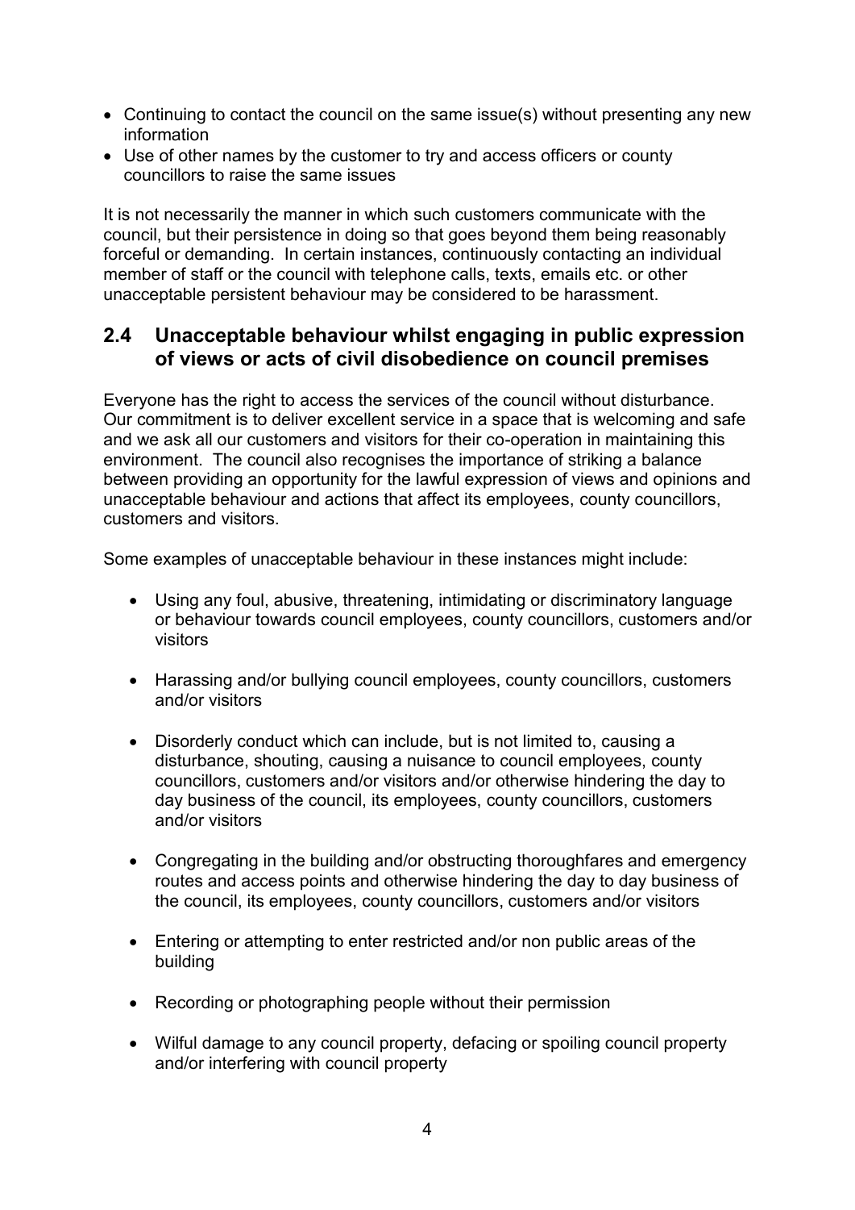- Continuing to contact the council on the same issue(s) without presenting any new information
- Use of other names by the customer to try and access officers or county councillors to raise the same issues

It is not necessarily the manner in which such customers communicate with the council, but their persistence in doing so that goes beyond them being reasonably forceful or demanding. In certain instances, continuously contacting an individual member of staff or the council with telephone calls, texts, emails etc. or other unacceptable persistent behaviour may be considered to be harassment.

## 2.4 Unacceptable behaviour whilst engaging in public expression of views or acts of civil disobedience on council premises

Everyone has the right to access the services of the council without disturbance. Our commitment is to deliver excellent service in a space that is welcoming and safe and we ask all our customers and visitors for their co-operation in maintaining this environment. The council also recognises the importance of striking a balance between providing an opportunity for the lawful expression of views and opinions and unacceptable behaviour and actions that affect its employees, county councillors, customers and visitors.

Some examples of unacceptable behaviour in these instances might include:

- Using any foul, abusive, threatening, intimidating or discriminatory language or behaviour towards council employees, county councillors, customers and/or visitors

- Harassing and/or bullying council employees, county councillors, customers and/or visitors

- Disorderly conduct which can include, but is not limited to, causing a disturbance, shouting, causing a nuisance to council employees, county councillors, customers and/or visitors and/or otherwise hindering the day to day business of the council, its employees, county councillors, customers and/or visitors

- Congregating in the building and/or obstructing thoroughfares and emergency routes and access points and otherwise hindering the day to day business of the council, its employees, county councillors, customers and/or visitors

- Entering or attempting to enter restricted and/or non public areas of the building

- Recording or photographing people without their permission

- Wilful damage to any council property, defacing or spoiling council property and/or interfering with council property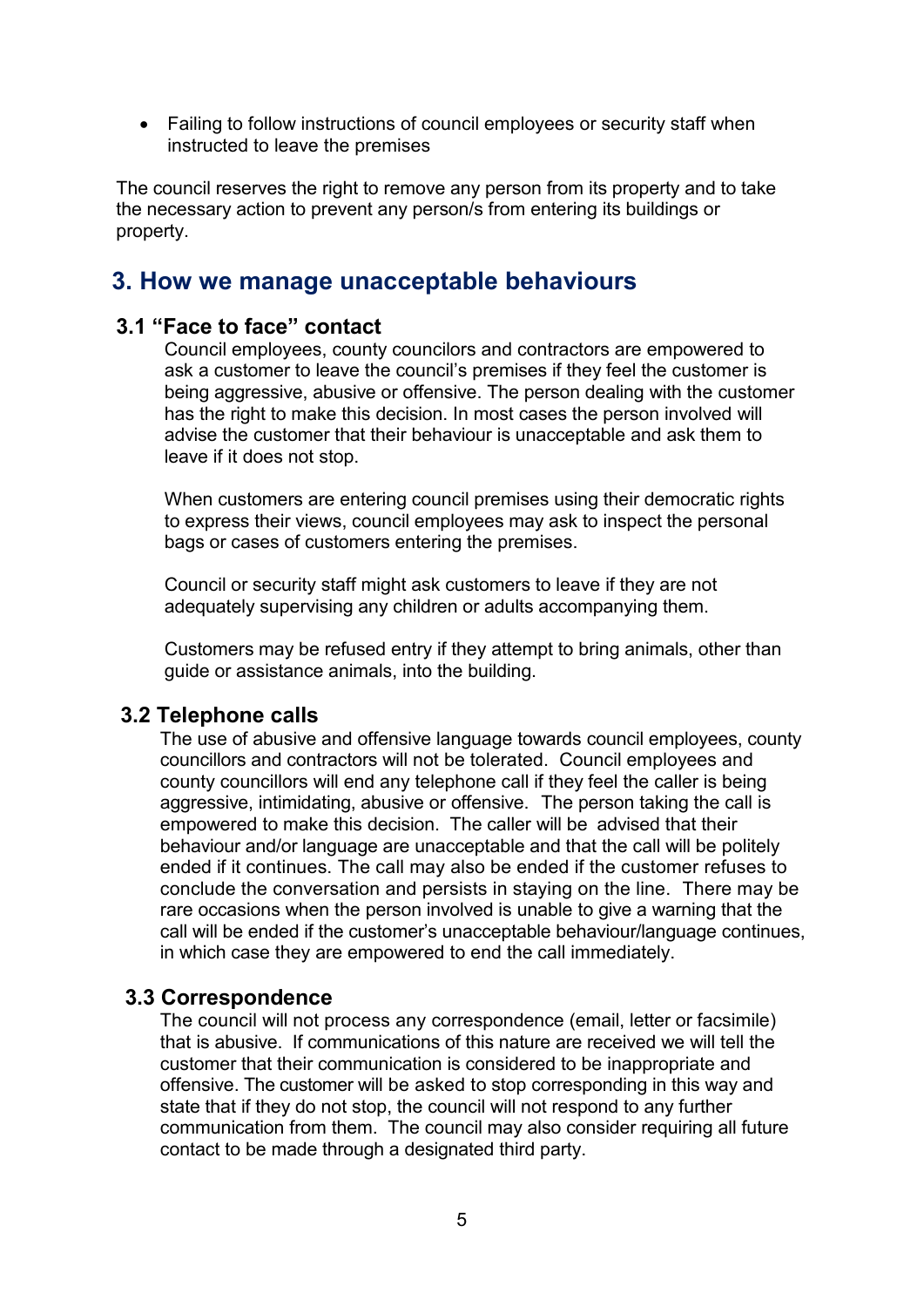- Failing to follow instructions of council employees or security staff when instructed to leave the premises

The council reserves the right to remove any person from its property and to take the necessary action to prevent any person/s from entering its buildings or property.

## 3. How we manage unacceptable behaviours

### 3.1 “Face to face” contact

Council employees, county councilors and contractors are empowered to ask a customer to leave the council’s premises if they feel the customer is being aggressive, abusive or offensive. The person dealing with the customer has the right to make this decision. In most cases the person involved will advise the customer that their behaviour is unacceptable and ask them to leave if it does not stop.

When customers are entering council premises using their democratic rights to express their views, council employees may ask to inspect the personal bags or cases of customers entering the premises.

Council or security staff might ask customers to leave if they are not adequately supervising any children or adults accompanying them.

Customers may be refused entry if they attempt to bring animals, other than guide or assistance animals, into the building.

### 3.2 Telephone calls

The use of abusive and offensive language towards council employees, county councillors and contractors will not be tolerated. Council employees and county councillors will end any telephone call if they feel the caller is being aggressive, intimidating, abusive or offensive. The person taking the call is empowered to make this decision. The caller will be advised that their behaviour and/or language are unacceptable and that the call will be politely ended if it continues. The call may also be ended if the customer refuses to conclude the conversation and persists in staying on the line. There may be rare occasions when the person involved is unable to give a warning that the call will be ended if the customer’s unacceptable behaviour/language continues, in which case they are empowered to end the call immediately.

### 3.3 Correspondence

The council will not process any correspondence (email, letter or facsimile) that is abusive. If communications of this nature are received we will tell the customer that their communication is considered to be inappropriate and offensive. The customer will be asked to stop corresponding in this way and state that if they do not stop, the council will not respond to any further communication from them. The council may also consider requiring all future contact to be made through a designated third party.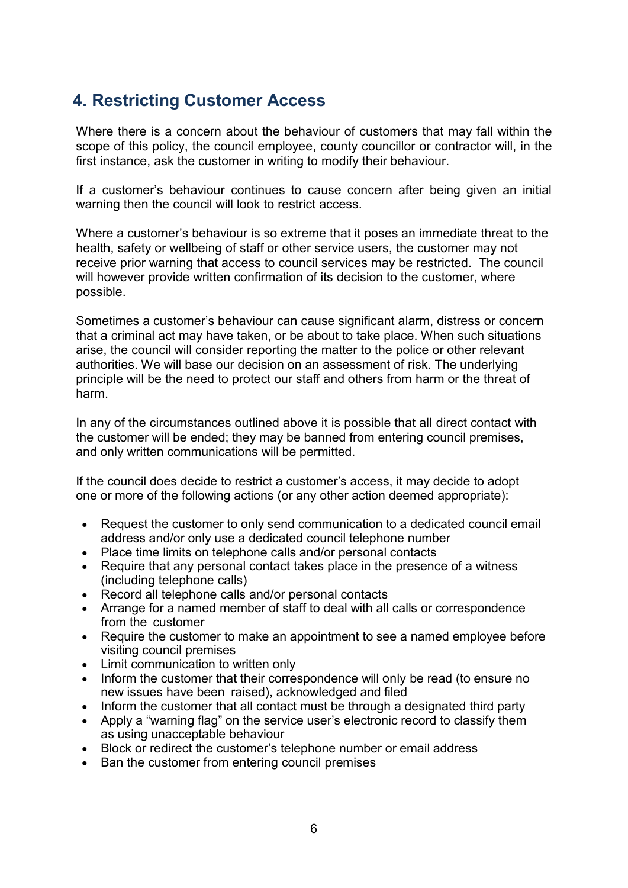## 4. Restricting Customer Access

Where there is a concern about the behaviour of customers that may fall within the scope of this policy, the council employee, county councillor or contractor will, in the first instance, ask the customer in writing to modify their behaviour.

If a customer's behaviour continues to cause concern after being given an initial warning then the council will look to restrict access.

Where a customer's behaviour is so extreme that it poses an immediate threat to the health, safety or wellbeing of staff or other service users, the customer may not receive prior warning that access to council services may be restricted. The council will however provide written confirmation of its decision to the customer, where possible.

Sometimes a customer's behaviour can cause significant alarm, distress or concern that a criminal act may have taken, or be about to take place. When such situations arise, the council will consider reporting the matter to the police or other relevant authorities. We will base our decision on an assessment of risk. The underlying principle will be the need to protect our staff and others from harm or the threat of harm.

In any of the circumstances outlined above it is possible that all direct contact with the customer will be ended; they may be banned from entering council premises, and only written communications will be permitted.

If the council does decide to restrict a customer's access, it may decide to adopt one or more of the following actions (or any other action deemed appropriate):

- Request the customer to only send communication to a dedicated council email address and/or only use a dedicated council telephone number
- Place time limits on telephone calls and/or personal contacts
- Require that any personal contact takes place in the presence of a witness (including telephone calls)
- Record all telephone calls and/or personal contacts
- Arrange for a named member of staff to deal with all calls or correspondence from the customer
- Require the customer to make an appointment to see a named employee before visiting council premises
- Limit communication to written only
- Inform the customer that their correspondence will only be read (to ensure no new issues have been raised), acknowledged and filed
- Inform the customer that all contact must be through a designated third party
- Apply a "warning flag" on the service user's electronic record to classify them as using unacceptable behaviour
- Block or redirect the customer's telephone number or email address
- Ban the customer from entering council premises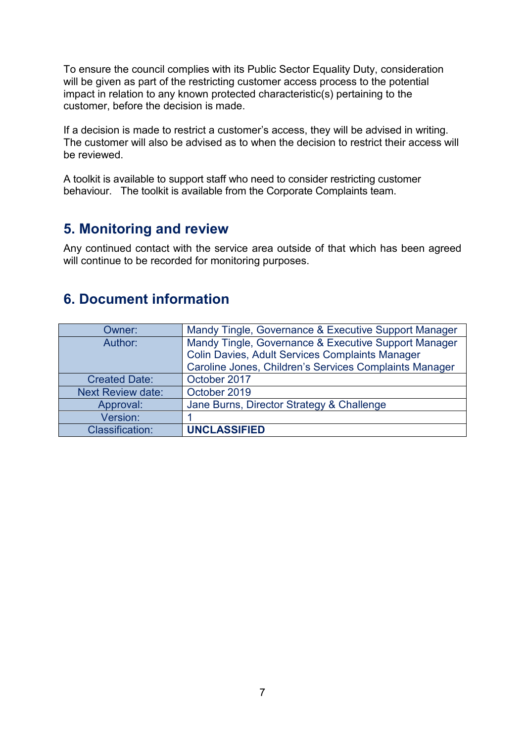To ensure the council complies with its Public Sector Equality Duty, consideration will be given as part of the restricting customer access process to the potential impact in relation to any known protected characteristic(s) pertaining to the customer, before the decision is made.

If a decision is made to restrict a customer's access, they will be advised in writing. The customer will also be advised as to when the decision to restrict their access will be reviewed.

A toolkit is available to support staff who need to consider restricting customer behaviour. The toolkit is available from the Corporate Complaints team.

## 5. Monitoring and review

Any continued contact with the service area outside of that which has been agreed will continue to be recorded for monitoring purposes.

## 6. Document information

| | |
|---|---|
| Owner: | Mandy Tingle, Governance & Executive Support Manager |
| Author: | Mandy Tingle, Governance & Executive Support Manager<br>Colin Davies, Adult Services Complaints Manager<br>Caroline Jones, Children's Services Complaints Manager |
| Created Date: | October 2017 |
| Next Review date: | October 2019 |
| Approval: | Jane Burns, Director Strategy & Challenge |
| Version: | 1 |
| Classification: | **UNCLASSIFIED** |